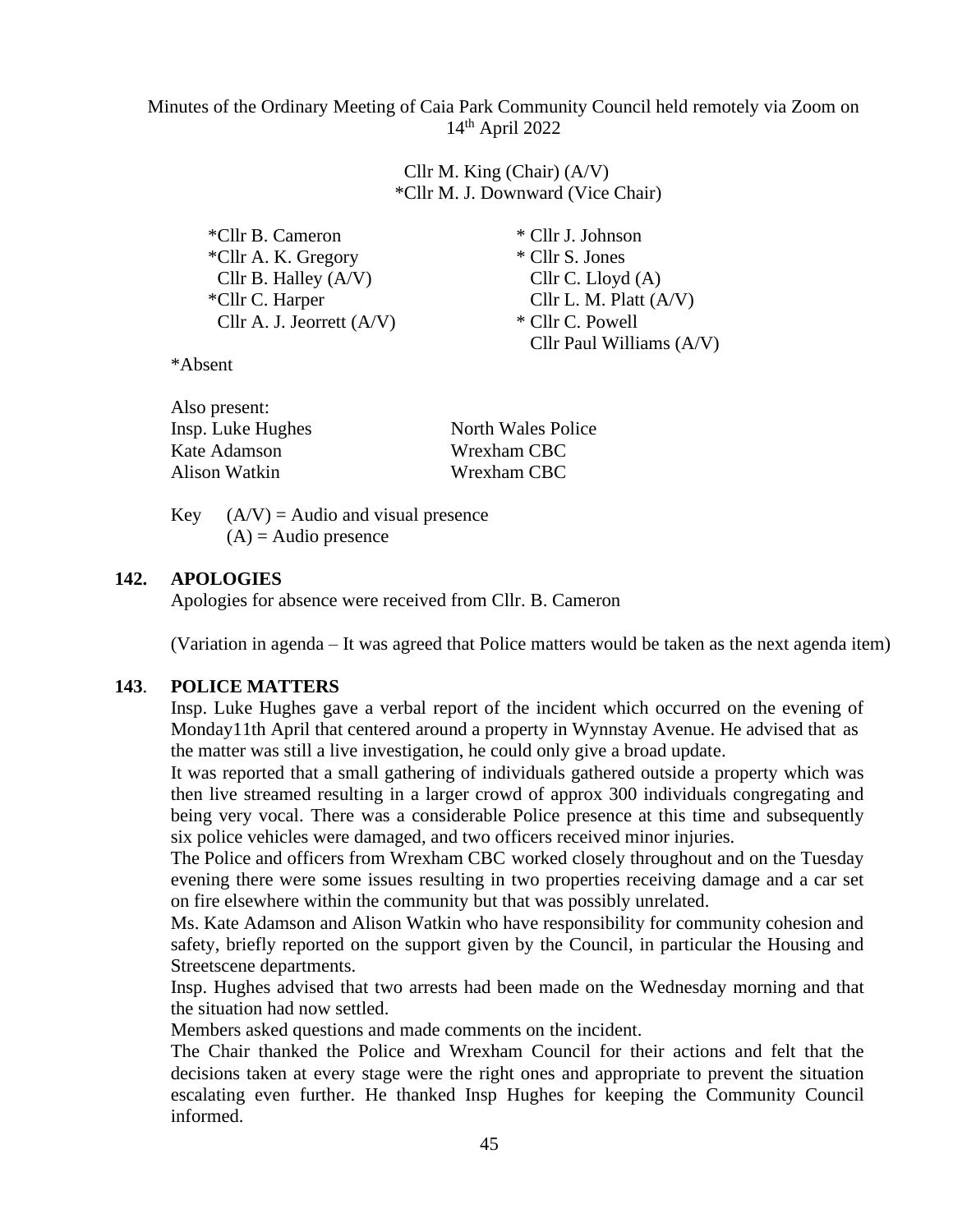Minutes of the Ordinary Meeting of Caia Park Community Council held remotely via Zoom on 14th April 2022

Cllr M. King (Chair) (A/V)
*Cllr M. J. Downward (Vice Chair)

*Cllr B. Cameron
*Cllr A. K. Gregory
Cllr B. Halley (A/V)
*Cllr C. Harper
Cllr A. J. Jeorrett (A/V)
* Cllr J. Johnson
* Cllr S. Jones
Cllr C. Lloyd (A)
Cllr L. M. Platt (A/V)
* Cllr C. Powell
Cllr Paul Williams (A/V)

*Absent

Also present:

| | |
|---|---|
| Insp. Luke Hughes | North Wales Police |
| Kate Adamson | Wrexham CBC |
| Alison Watkin | Wrexham CBC |

Key (A/V) = Audio and visual presence
(A) = Audio presence

## 142. APOLOGIES

Apologies for absence were received from Cllr. B. Cameron

(Variation in agenda – It was agreed that Police matters would be taken as the next agenda item)

## 143. POLICE MATTERS

Insp. Luke Hughes gave a verbal report of the incident which occurred on the evening of Monday11th April that centered around a property in Wynnstay Avenue. He advised that as the matter was still a live investigation, he could only give a broad update.

It was reported that a small gathering of individuals gathered outside a property which was then live streamed resulting in a larger crowd of approx 300 individuals congregating and being very vocal. There was a considerable Police presence at this time and subsequently six police vehicles were damaged, and two officers received minor injuries.

The Police and officers from Wrexham CBC worked closely throughout and on the Tuesday evening there were some issues resulting in two properties receiving damage and a car set on fire elsewhere within the community but that was possibly unrelated.

Ms. Kate Adamson and Alison Watkin who have responsibility for community cohesion and safety, briefly reported on the support given by the Council, in particular the Housing and Streetscene departments.

Insp. Hughes advised that two arrests had been made on the Wednesday morning and that the situation had now settled.

Members asked questions and made comments on the incident.

The Chair thanked the Police and Wrexham Council for their actions and felt that the decisions taken at every stage were the right ones and appropriate to prevent the situation escalating even further. He thanked Insp Hughes for keeping the Community Council informed.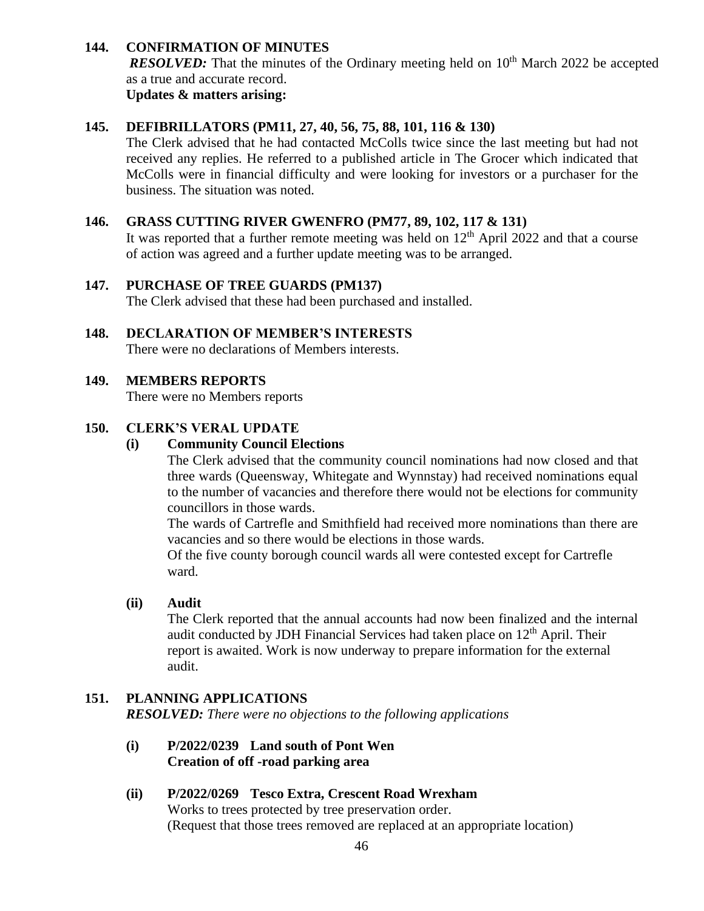## 144. CONFIRMATION OF MINUTES

***RESOLVED:*** That the minutes of the Ordinary meeting held on 10th March 2022 be accepted as a true and accurate record.

**Updates & matters arising:**

## 145. DEFIBRILLATORS (PM11, 27, 40, 56, 75, 88, 101, 116 & 130)

The Clerk advised that he had contacted McColls twice since the last meeting but had not received any replies. He referred to a published article in The Grocer which indicated that McColls were in financial difficulty and were looking for investors or a purchaser for the business. The situation was noted.

## 146. GRASS CUTTING RIVER GWENFRO (PM77, 89, 102, 117 & 131)

It was reported that a further remote meeting was held on 12th April 2022 and that a course of action was agreed and a further update meeting was to be arranged.

## 147. PURCHASE OF TREE GUARDS (PM137)

The Clerk advised that these had been purchased and installed.

## 148. DECLARATION OF MEMBER'S INTERESTS

There were no declarations of Members interests.

## 149. MEMBERS REPORTS

There were no Members reports

## 150. CLERK'S VERAL UPDATE

### (i) Community Council Elections

The Clerk advised that the community council nominations had now closed and that three wards (Queensway, Whitegate and Wynnstay) had received nominations equal to the number of vacancies and therefore there would not be elections for community councillors in those wards.

The wards of Cartrefle and Smithfield had received more nominations than there are vacancies and so there would be elections in those wards.

Of the five county borough council wards all were contested except for Cartrefle ward.

### (ii) Audit

The Clerk reported that the annual accounts had now been finalized and the internal audit conducted by JDH Financial Services had taken place on 12th April. Their report is awaited. Work is now underway to prepare information for the external audit.

## 151. PLANNING APPLICATIONS

***RESOLVED:*** *There were no objections to the following applications*

**(i) P/2022/0239 Land south of Pont Wen**
**Creation of off -road parking area**

**(ii) P/2022/0269 Tesco Extra, Crescent Road Wrexham**
Works to trees protected by tree preservation order.
(Request that those trees removed are replaced at an appropriate location)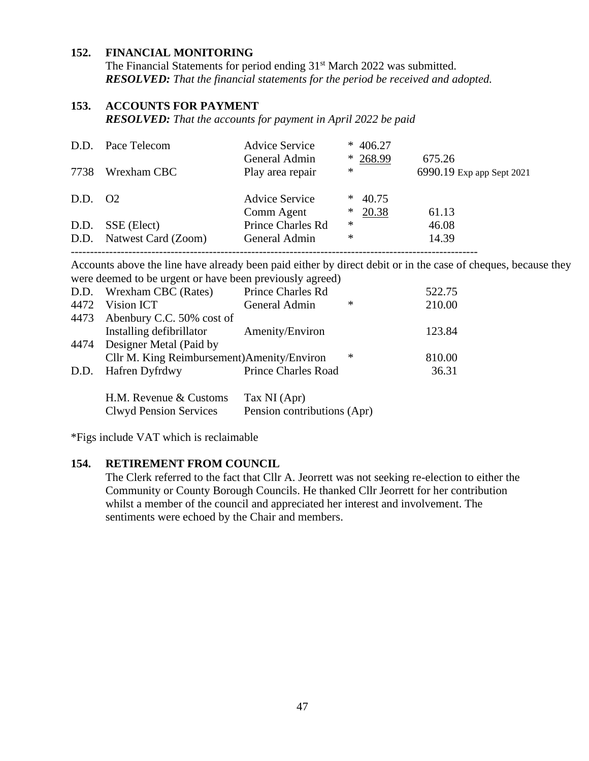**152. FINANCIAL MONITORING**

The Financial Statements for period ending 31st March 2022 was submitted.

***RESOLVED:*** *That the financial statements for the period be received and adopted.*

**153. ACCOUNTS FOR PAYMENT**

***RESOLVED:*** *That the accounts for payment in April 2022 be paid*

| | | | | | |
|---|---|---|---|---|---|
| D.D. | Pace Telecom | Advice Service | * | 406.27 | |
| | | General Admin | * | 268.99 | 675.26 |
| 7738 | Wrexham CBC | Play area repair | * | | 6990.19 Exp app Sept 2021 |
| D.D. | O2 | Advice Service | * | 40.75 | |
| | | Comm Agent | * | 20.38 | 61.13 |
| D.D. | SSE (Elect) | Prince Charles Rd | * | | 46.08 |
| D.D. | Natwest Card (Zoom) | General Admin | * | | 14.39 |

---

Accounts above the line have already been paid either by direct debit or in the case of cheques, because they were deemed to be urgent or have been previously agreed)

| | | | | |
|---|---|---|---|---|
| D.D. | Wrexham CBC (Rates) | Prince Charles Rd | | 522.75 |
| 4472 | Vision ICT | General Admin | * | 210.00 |
| 4473 | Abenbury C.C. 50% cost of Installing defibrillator | Amenity/Environ | | 123.84 |
| 4474 | Designer Metal (Paid by Cllr M. King Reimbursement) | Amenity/Environ | * | 810.00 |
| D.D. | Hafren Dyfrdwy | Prince Charles Road | | 36.31 |
| | H.M. Revenue & Customs | Tax NI (Apr) | | |
| | Clwyd Pension Services | Pension contributions (Apr) | | |

*Figs include VAT which is reclaimable

**154. RETIREMENT FROM COUNCIL**

The Clerk referred to the fact that Cllr A. Jeorrett was not seeking re-election to either the Community or County Borough Councils. He thanked Cllr Jeorrett for her contribution whilst a member of the council and appreciated her interest and involvement. The sentiments were echoed by the Chair and members.